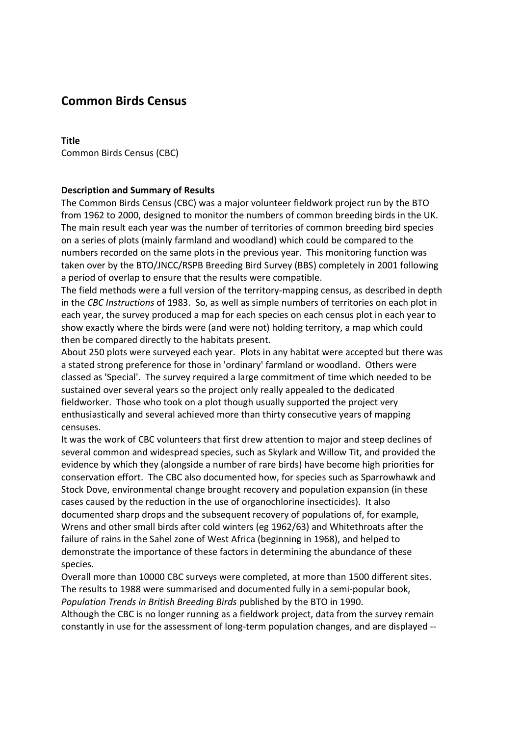# Common Birds Census

**Title**

Common Birds Census (CBC)

**Description and Summary of Results**

The Common Birds Census (CBC) was a major volunteer fieldwork project run by the BTO from 1962 to 2000, designed to monitor the numbers of common breeding birds in the UK. The main result each year was the number of territories of common breeding bird species on a series of plots (mainly farmland and woodland) which could be compared to the numbers recorded on the same plots in the previous year. This monitoring function was taken over by the BTO/JNCC/RSPB Breeding Bird Survey (BBS) completely in 2001 following a period of overlap to ensure that the results were compatible.

The field methods were a full version of the territory-mapping census, as described in depth in the *CBC Instructions* of 1983. So, as well as simple numbers of territories on each plot in each year, the survey produced a map for each species on each census plot in each year to show exactly where the birds were (and were not) holding territory, a map which could then be compared directly to the habitats present.

About 250 plots were surveyed each year. Plots in any habitat were accepted but there was a stated strong preference for those in 'ordinary' farmland or woodland. Others were classed as 'Special'. The survey required a large commitment of time which needed to be sustained over several years so the project only really appealed to the dedicated fieldworker. Those who took on a plot though usually supported the project very enthusiastically and several achieved more than thirty consecutive years of mapping censuses.

It was the work of CBC volunteers that first drew attention to major and steep declines of several common and widespread species, such as Skylark and Willow Tit, and provided the evidence by which they (alongside a number of rare birds) have become high priorities for conservation effort. The CBC also documented how, for species such as Sparrowhawk and Stock Dove, environmental change brought recovery and population expansion (in these cases caused by the reduction in the use of organochlorine insecticides). It also documented sharp drops and the subsequent recovery of populations of, for example, Wrens and other small birds after cold winters (eg 1962/63) and Whitethroats after the failure of rains in the Sahel zone of West Africa (beginning in 1968), and helped to demonstrate the importance of these factors in determining the abundance of these species.

Overall more than 10000 CBC surveys were completed, at more than 1500 different sites. The results to 1988 were summarised and documented fully in a semi-popular book, *Population Trends in British Breeding Birds* published by the BTO in 1990.

Although the CBC is no longer running as a fieldwork project, data from the survey remain constantly in use for the assessment of long-term population changes, and are displayed --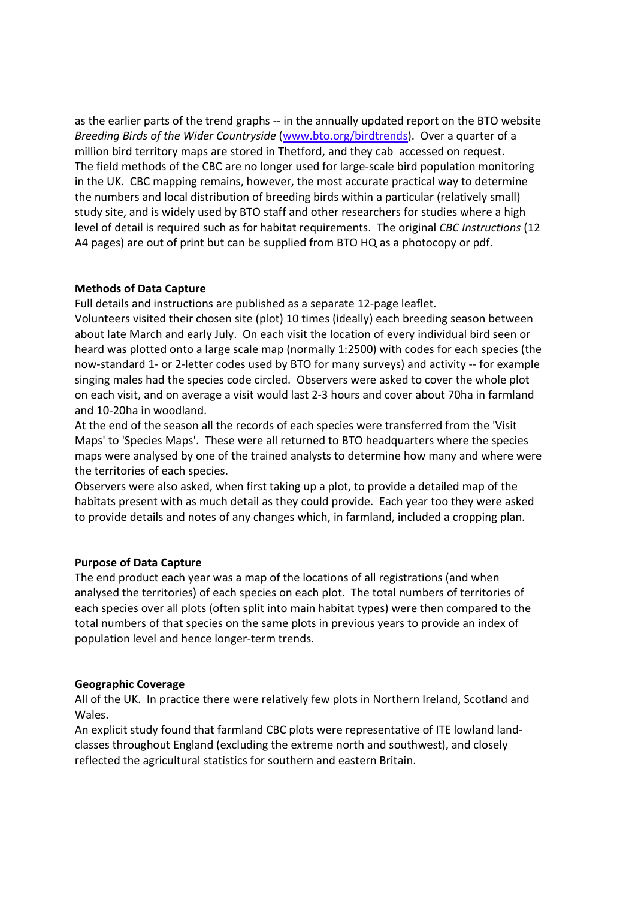as the earlier parts of the trend graphs -- in the annually updated report on the BTO website *Breeding Birds of the Wider Countryside* ([www.bto.org/birdtrends](http://www.bto.org/birdtrends)). Over a quarter of a million bird territory maps are stored in Thetford, and they cab accessed on request.
The field methods of the CBC are no longer used for large-scale bird population monitoring in the UK. CBC mapping remains, however, the most accurate practical way to determine the numbers and local distribution of breeding birds within a particular (relatively small) study site, and is widely used by BTO staff and other researchers for studies where a high level of detail is required such as for habitat requirements. The original *CBC Instructions* (12 A4 pages) are out of print but can be supplied from BTO HQ as a photocopy or pdf.

**Methods of Data Capture**

Full details and instructions are published as a separate 12-page leaflet.
Volunteers visited their chosen site (plot) 10 times (ideally) each breeding season between about late March and early July. On each visit the location of every individual bird seen or heard was plotted onto a large scale map (normally 1:2500) with codes for each species (the now-standard 1- or 2-letter codes used by BTO for many surveys) and activity -- for example singing males had the species code circled. Observers were asked to cover the whole plot on each visit, and on average a visit would last 2-3 hours and cover about 70ha in farmland and 10-20ha in woodland.
At the end of the season all the records of each species were transferred from the 'Visit Maps' to 'Species Maps'. These were all returned to BTO headquarters where the species maps were analysed by one of the trained analysts to determine how many and where were the territories of each species.
Observers were also asked, when first taking up a plot, to provide a detailed map of the habitats present with as much detail as they could provide. Each year too they were asked to provide details and notes of any changes which, in farmland, included a cropping plan.

**Purpose of Data Capture**

The end product each year was a map of the locations of all registrations (and when analysed the territories) of each species on each plot. The total numbers of territories of each species over all plots (often split into main habitat types) were then compared to the total numbers of that species on the same plots in previous years to provide an index of population level and hence longer-term trends.

**Geographic Coverage**

All of the UK. In practice there were relatively few plots in Northern Ireland, Scotland and Wales.
An explicit study found that farmland CBC plots were representative of ITE lowland land-classes throughout England (excluding the extreme north and southwest), and closely reflected the agricultural statistics for southern and eastern Britain.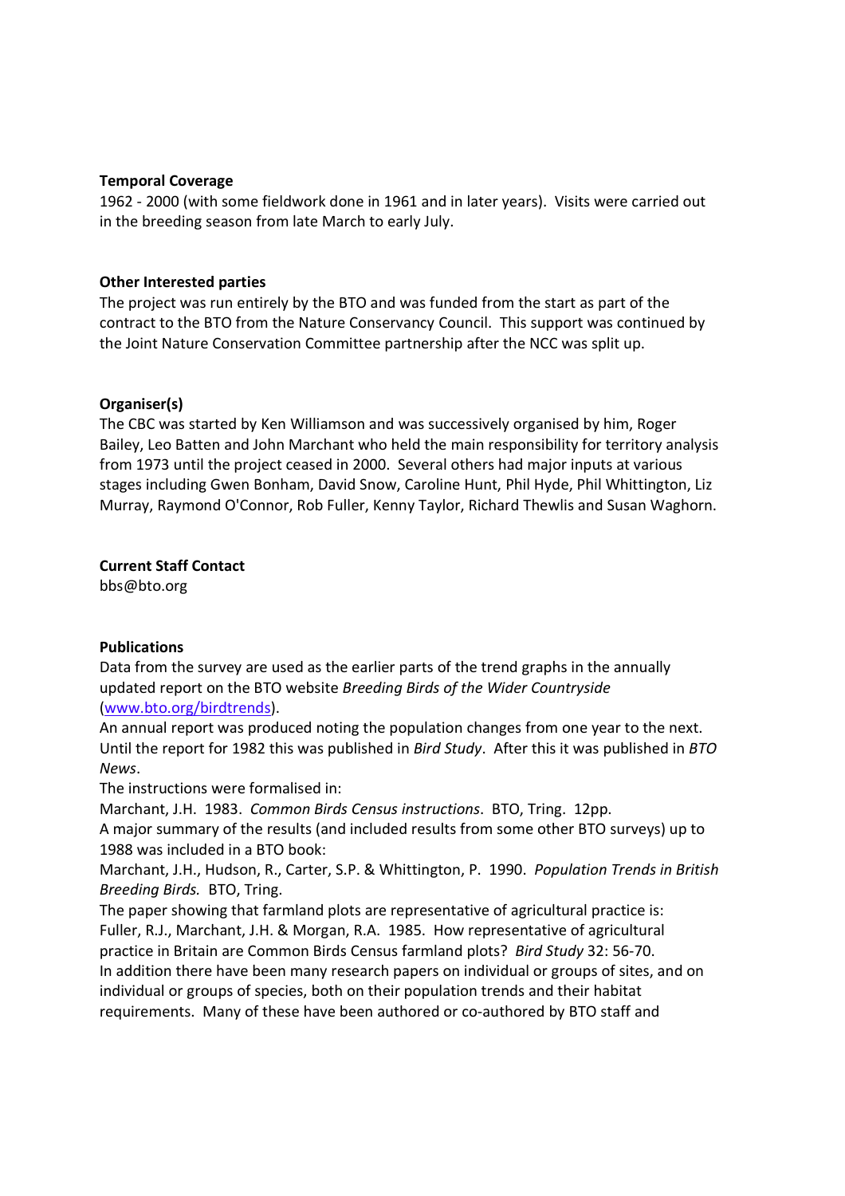**Temporal Coverage**

1962 - 2000 (with some fieldwork done in 1961 and in later years). Visits were carried out in the breeding season from late March to early July.

**Other Interested parties**

The project was run entirely by the BTO and was funded from the start as part of the contract to the BTO from the Nature Conservancy Council. This support was continued by the Joint Nature Conservation Committee partnership after the NCC was split up.

**Organiser(s)**

The CBC was started by Ken Williamson and was successively organised by him, Roger Bailey, Leo Batten and John Marchant who held the main responsibility for territory analysis from 1973 until the project ceased in 2000. Several others had major inputs at various stages including Gwen Bonham, David Snow, Caroline Hunt, Phil Hyde, Phil Whittington, Liz Murray, Raymond O'Connor, Rob Fuller, Kenny Taylor, Richard Thewlis and Susan Waghorn.

**Current Staff Contact**

bbs@bto.org

**Publications**

Data from the survey are used as the earlier parts of the trend graphs in the annually updated report on the BTO website *Breeding Birds of the Wider Countryside* (www.bto.org/birdtrends).

An annual report was produced noting the population changes from one year to the next. Until the report for 1982 this was published in *Bird Study*. After this it was published in *BTO News*.

The instructions were formalised in:

Marchant, J.H. 1983. *Common Birds Census instructions*. BTO, Tring. 12pp.

A major summary of the results (and included results from some other BTO surveys) up to 1988 was included in a BTO book:

Marchant, J.H., Hudson, R., Carter, S.P. & Whittington, P. 1990. *Population Trends in British Breeding Birds.* BTO, Tring.

The paper showing that farmland plots are representative of agricultural practice is:

Fuller, R.J., Marchant, J.H. & Morgan, R.A. 1985. How representative of agricultural practice in Britain are Common Birds Census farmland plots? *Bird Study* 32: 56-70.

In addition there have been many research papers on individual or groups of sites, and on individual or groups of species, both on their population trends and their habitat requirements. Many of these have been authored or co-authored by BTO staff and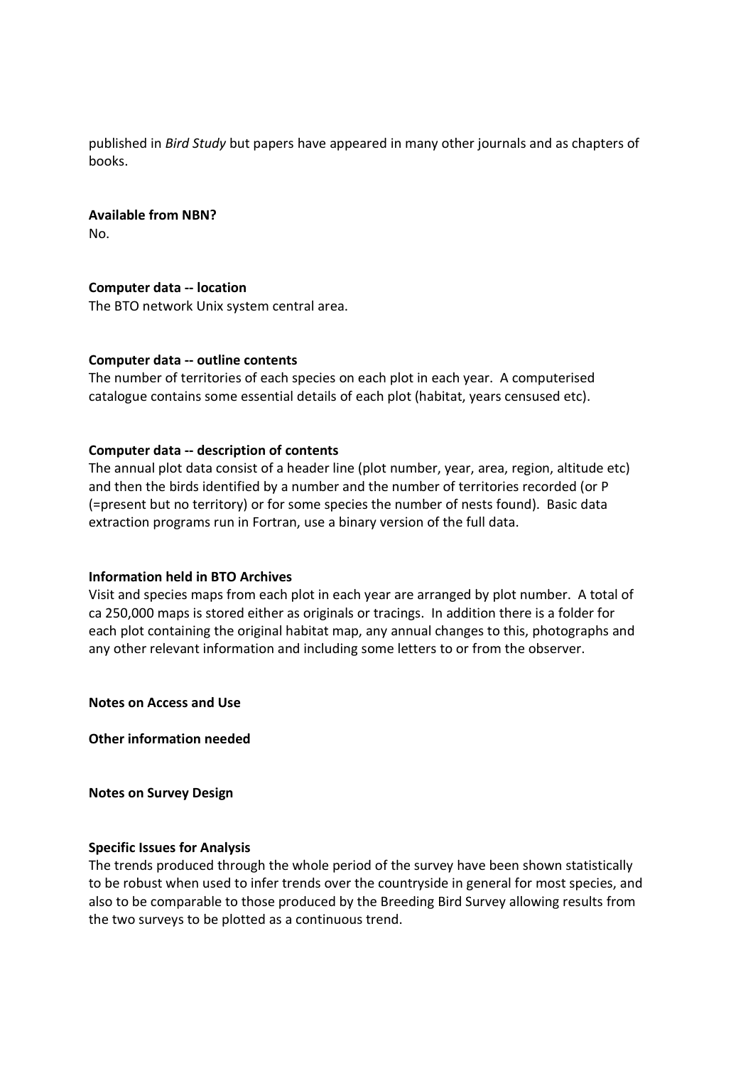published in *Bird Study* but papers have appeared in many other journals and as chapters of books.

**Available from NBN?**

No.

**Computer data -- location**

The BTO network Unix system central area.

**Computer data -- outline contents**

The number of territories of each species on each plot in each year. A computerised catalogue contains some essential details of each plot (habitat, years censused etc).

**Computer data -- description of contents**

The annual plot data consist of a header line (plot number, year, area, region, altitude etc) and then the birds identified by a number and the number of territories recorded (or P (=present but no territory) or for some species the number of nests found). Basic data extraction programs run in Fortran, use a binary version of the full data.

**Information held in BTO Archives**

Visit and species maps from each plot in each year are arranged by plot number. A total of ca 250,000 maps is stored either as originals or tracings. In addition there is a folder for each plot containing the original habitat map, any annual changes to this, photographs and any other relevant information and including some letters to or from the observer.

**Notes on Access and Use**

**Other information needed**

**Notes on Survey Design**

**Specific Issues for Analysis**

The trends produced through the whole period of the survey have been shown statistically to be robust when used to infer trends over the countryside in general for most species, and also to be comparable to those produced by the Breeding Bird Survey allowing results from the two surveys to be plotted as a continuous trend.